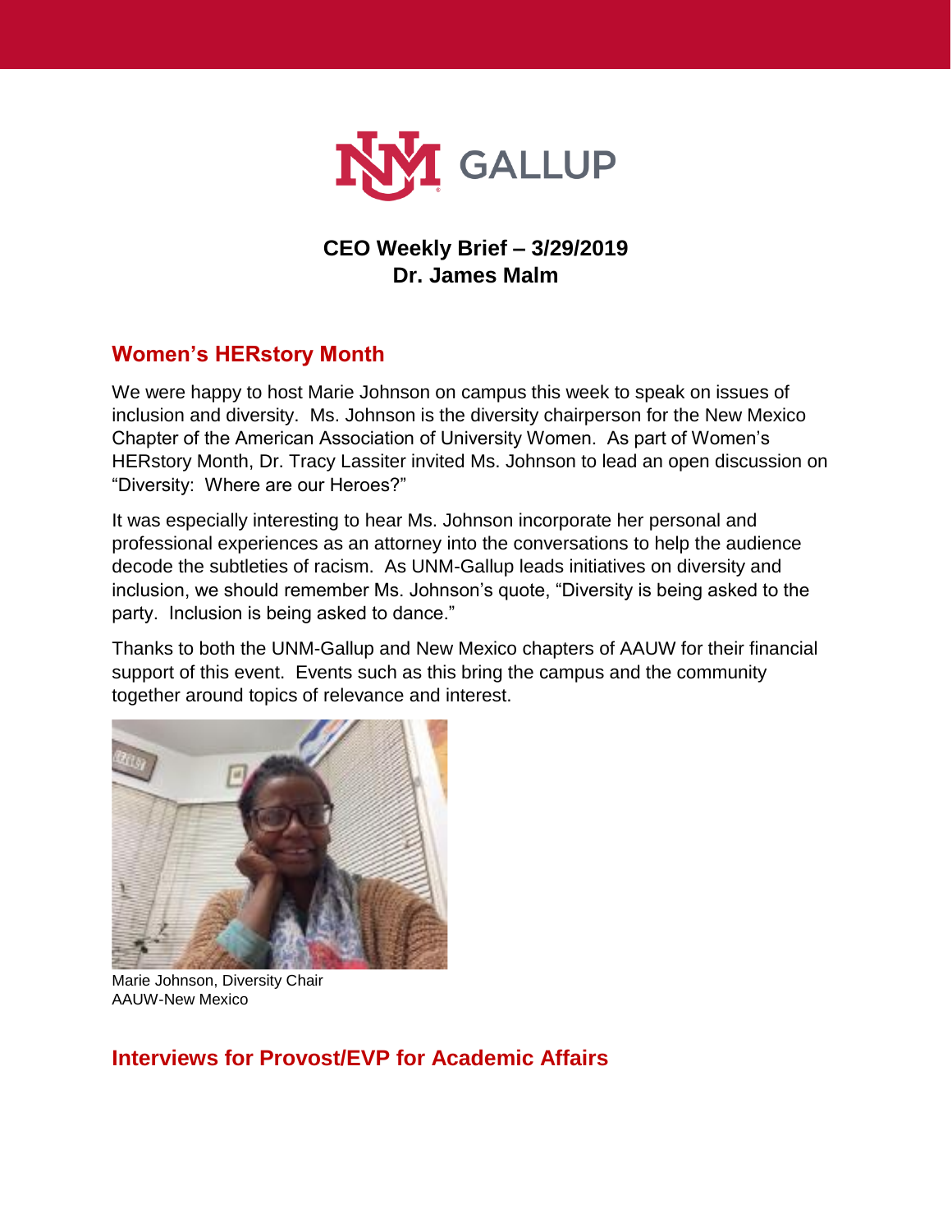# CEO Weekly Brief – 3/29/2019
## Dr. James Malm

## Women's HERstory Month

We were happy to host Marie Johnson on campus this week to speak on issues of inclusion and diversity. Ms. Johnson is the diversity chairperson for the New Mexico Chapter of the American Association of University Women. As part of Women's HERstory Month, Dr. Tracy Lassiter invited Ms. Johnson to lead an open discussion on "Diversity: Where are our Heroes?"

It was especially interesting to hear Ms. Johnson incorporate her personal and professional experiences as an attorney into the conversations to help the audience decode the subtleties of racism. As UNM-Gallup leads initiatives on diversity and inclusion, we should remember Ms. Johnson's quote, "Diversity is being asked to the party. Inclusion is being asked to dance."

Thanks to both the UNM-Gallup and New Mexico chapters of AAUW for their financial support of this event. Events such as this bring the campus and the community together around topics of relevance and interest.

Marie Johnson, Diversity Chair
AAUW-New Mexico

## Interviews for Provost/EVP for Academic Affairs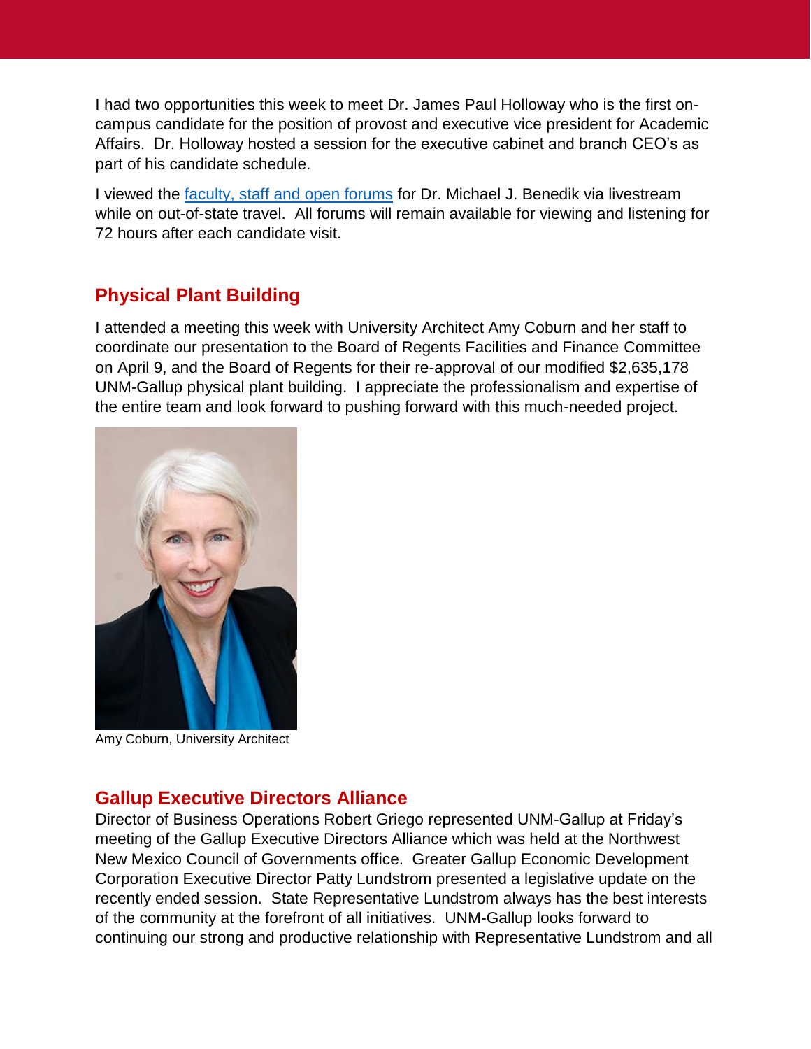I had two opportunities this week to meet Dr. James Paul Holloway who is the first on-campus candidate for the position of provost and executive vice president for Academic Affairs. Dr. Holloway hosted a session for the executive cabinet and branch CEO's as part of his candidate schedule.

I viewed the faculty, staff and open forums for Dr. Michael J. Benedik via livestream while on out-of-state travel. All forums will remain available for viewing and listening for 72 hours after each candidate visit.

## Physical Plant Building

I attended a meeting this week with University Architect Amy Coburn and her staff to coordinate our presentation to the Board of Regents Facilities and Finance Committee on April 9, and the Board of Regents for their re-approval of our modified $2,635,178 UNM-Gallup physical plant building. I appreciate the professionalism and expertise of the entire team and look forward to pushing forward with this much-needed project.

Amy Coburn, University Architect

## Gallup Executive Directors Alliance

Director of Business Operations Robert Griego represented UNM-Gallup at Friday's meeting of the Gallup Executive Directors Alliance which was held at the Northwest New Mexico Council of Governments office. Greater Gallup Economic Development Corporation Executive Director Patty Lundstrom presented a legislative update on the recently ended session. State Representative Lundstrom always has the best interests of the community at the forefront of all initiatives. UNM-Gallup looks forward to continuing our strong and productive relationship with Representative Lundstrom and all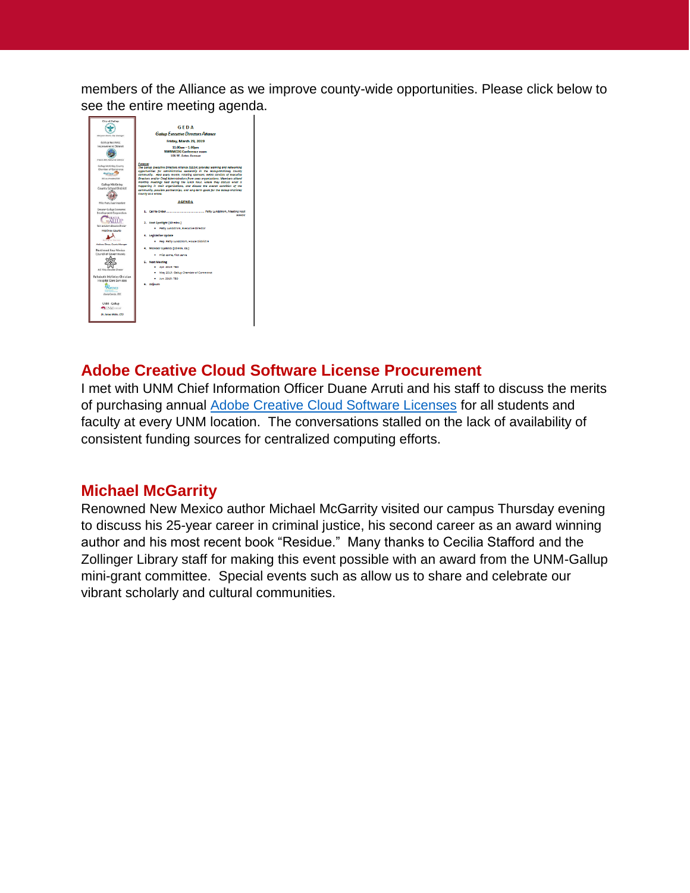members of the Alliance as we improve county-wide opportunities. Please click below to see the entire meeting agenda.

## Adobe Creative Cloud Software License Procurement

I met with UNM Chief Information Officer Duane Arruti and his staff to discuss the merits of purchasing annual Adobe Creative Cloud Software Licenses for all students and faculty at every UNM location. The conversations stalled on the lack of availability of consistent funding sources for centralized computing efforts.

## Michael McGarrity

Renowned New Mexico author Michael McGarrity visited our campus Thursday evening to discuss his 25-year career in criminal justice, his second career as an award winning author and his most recent book "Residue." Many thanks to Cecilia Stafford and the Zollinger Library staff for making this event possible with an award from the UNM-Gallup mini-grant committee. Special events such as allow us to share and celebrate our vibrant scholarly and cultural communities.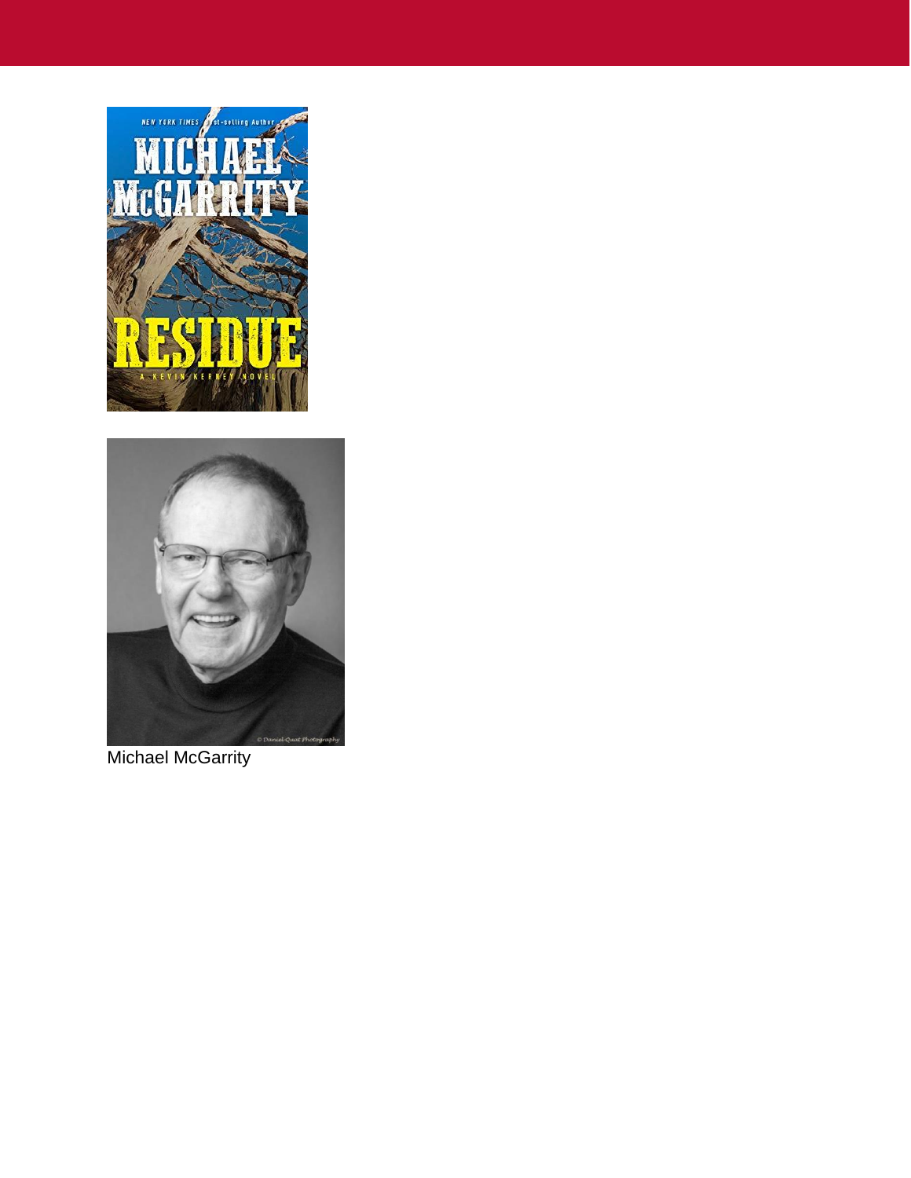Michael McGarrity